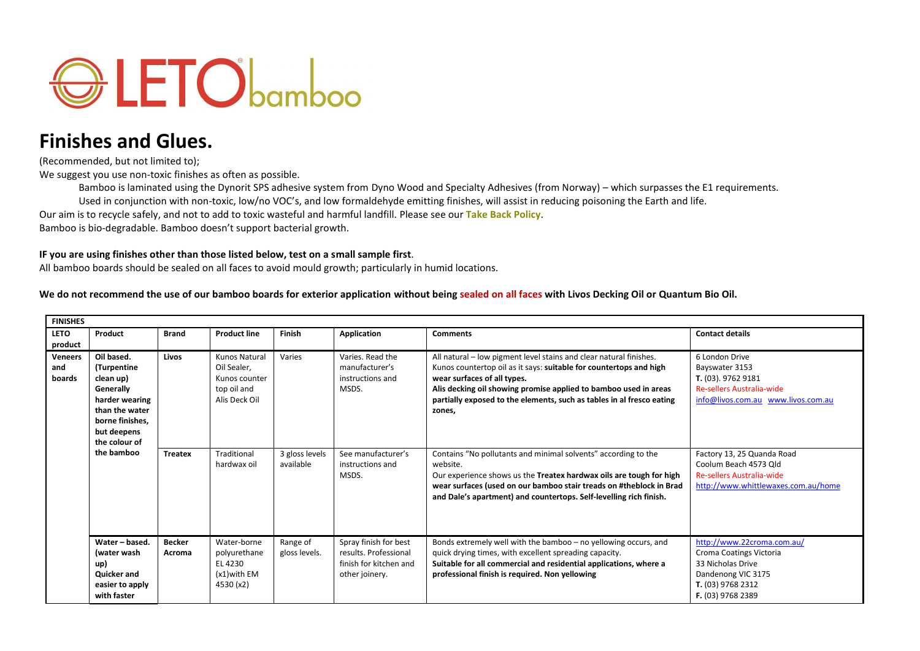# LETO bamboo

## Finishes and Glues.

(Recommended, but not limited to);

We suggest you use non-toxic finishes as often as possible.

Bamboo is laminated using the Dynorit SPS adhesive system from Dyno Wood and Specialty Adhesives (from Norway) – which surpasses the E1 requirements.

Used in conjunction with non-toxic, low/no VOC's, and low formaldehyde emitting finishes, will assist in reducing poisoning the Earth and life.

Our aim is to recycle safely, and not to add to toxic wasteful and harmful landfill. Please see our **Take Back Policy**.

Bamboo is bio-degradable. Bamboo doesn't support bacterial growth.

**IF you are using finishes other than those listed below, test on a small sample first**.

All bamboo boards should be sealed on all faces to avoid mould growth; particularly in humid locations.

**We do not recommend the use of our bamboo boards for exterior application without being sealed on all faces with Livos Decking Oil or Quantum Bio Oil.**

| FINISHES | | | | | | | |
|---|---|---|---|---|---|---|---|
| **LETO product** | **Product** | **Brand** | **Product line** | **Finish** | **Application** | **Comments** | **Contact details** |
| **Veneers and boards** | **Oil based. (Turpentine clean up) Generally harder wearing than the water borne finishes, but deepens the colour of the bamboo** | **Livos** | Kunos Natural Oil Sealer, Kunos counter top oil and Alis Deck Oil | Varies | Varies. Read the manufacturer's instructions and MSDS. | All natural – low pigment level stains and clear natural finishes. Kunos countertop oil as it says: **suitable for countertops and high wear surfaces of all types. Alis decking oil showing promise applied to bamboo used in areas partially exposed to the elements, such as tables in al fresco eating zones,** | 6 London Drive Bayswater 3153 **T.** (03). 9762 9181 Re-sellers Australia-wide info@livos.com.au www.livos.com.au |
| | | **Treatex** | Traditional hardwax oil | 3 gloss levels available | See manufacturer's instructions and MSDS. | Contains "No pollutants and minimal solvents" according to the website. Our experience shows us the **Treatex hardwax oils are tough for high wear surfaces (used on our bamboo stair treads on #theblock in Brad and Dale's apartment) and countertops. Self-levelling rich finish.** | Factory 13, 25 Quanda Road Coolum Beach 4573 Qld Re-sellers Australia-wide http://www.whittlewaxes.com.au/home |
| | **Water – based. (water wash up) Quicker and easier to apply with faster** | **Becker Acroma** | Water-borne polyurethane EL 4230 (x1)with EM 4530 (x2) | Range of gloss levels. | Spray finish for best results. Professional finish for kitchen and other joinery. | Bonds extremely well with the bamboo – no yellowing occurs, and quick drying times, with excellent spreading capacity. **Suitable for all commercial and residential applications, where a professional finish is required. Non yellowing** | http://www.22croma.com.au/ Croma Coatings Victoria 33 Nicholas Drive Dandenong VIC 3175 **T.** (03) 9768 2312 **F.** (03) 9768 2389 |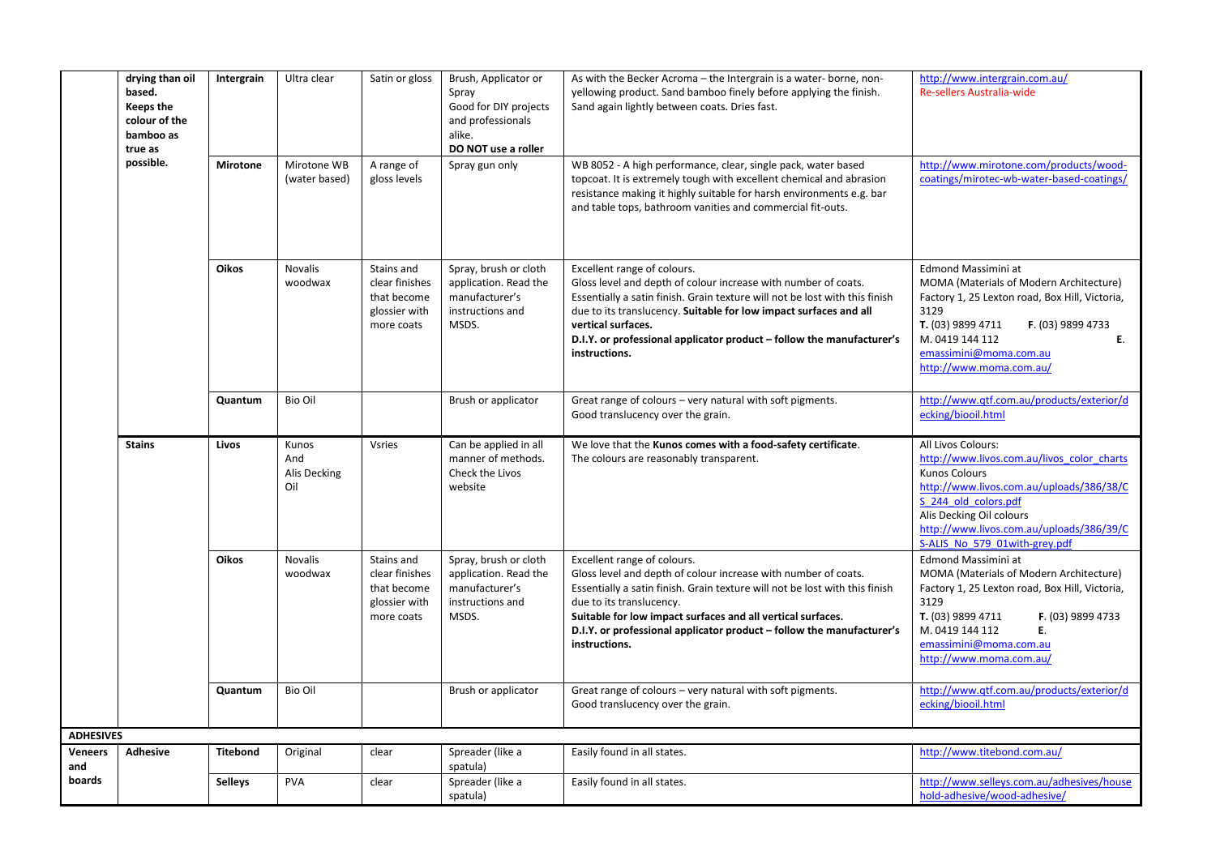| | | | | | | | |
|---|---|---|---|---|---|---|---|
| | **drying than oil based. Keeps the colour of the bamboo as true as possible.** | **Intergrain** | Ultra clear | Satin or gloss | Brush, Applicator or Spray Good for DIY projects and professionals alike. **DO NOT use a roller** | As with the Becker Acroma – the Intergrain is a water- borne, non-yellowing product. Sand bamboo finely before applying the finish. Sand again lightly between coats. Dries fast. | http://www.intergrain.com.au/ Re-sellers Australia-wide |
| | | **Mirotone** | Mirotone WB (water based) | A range of gloss levels | Spray gun only | WB 8052 - A high performance, clear, single pack, water based topcoat. It is extremely tough with excellent chemical and abrasion resistance making it highly suitable for harsh environments e.g. bar and table tops, bathroom vanities and commercial fit-outs. | http://www.mirotone.com/products/wood-coatings/mirotec-wb-water-based-coatings/ |
| | | **Oikos** | Novalis woodwax | Stains and clear finishes that become glossier with more coats | Spray, brush or cloth application. Read the manufacturer's instructions and MSDS. | Excellent range of colours. Gloss level and depth of colour increase with number of coats. Essentially a satin finish. Grain texture will not be lost with this finish due to its translucency. **Suitable for low impact surfaces and all vertical surfaces. D.I.Y. or professional applicator product – follow the manufacturer's instructions.** | Edmond Massimini at MOMA (Materials of Modern Architecture) Factory 1, 25 Lexton road, Box Hill, Victoria, 3129 **T.** (03) 9899 4711 **F.** (03) 9899 4733 M. 0419 144 112 **E.** emassimini@moma.com.au http://www.moma.com.au/ |
| | | **Quantum** | Bio Oil | | Brush or applicator | Great range of colours – very natural with soft pigments. Good translucency over the grain. | http://www.qtf.com.au/products/exterior/decking/biooil.html |
| | **Stains** | **Livos** | Kunos And Alis Decking Oil | Vsries | Can be applied in all manner of methods. Check the Livos website | We love that the **Kunos comes with a food-safety certificate**. The colours are reasonably transparent. | All Livos Colours: http://www.livos.com.au/livos_color_charts Kunos Colours http://www.livos.com.au/uploads/386/38/CS_244_old_colors.pdf Alis Decking Oil colours http://www.livos.com.au/uploads/386/39/CS-ALIS_No_579_01with-grey.pdf |
| | | **Oikos** | Novalis woodwax | Stains and clear finishes that become glossier with more coats | Spray, brush or cloth application. Read the manufacturer's instructions and MSDS. | Excellent range of colours. Gloss level and depth of colour increase with number of coats. Essentially a satin finish. Grain texture will not be lost with this finish due to its translucency. **Suitable for low impact surfaces and all vertical surfaces. D.I.Y. or professional applicator product – follow the manufacturer's instructions.** | Edmond Massimini at MOMA (Materials of Modern Architecture) Factory 1, 25 Lexton road, Box Hill, Victoria, 3129 **T.** (03) 9899 4711 **F.** (03) 9899 4733 M. 0419 144 112 **E.** emassimini@moma.com.au http://www.moma.com.au/ |
| | | **Quantum** | Bio Oil | | Brush or applicator | Great range of colours – very natural with soft pigments. Good translucency over the grain. | http://www.qtf.com.au/products/exterior/decking/biooil.html |
| **ADHESIVES** | | | | | | | |
| **Veneers and boards** | **Adhesive** | **Titebond** | Original | clear | Spreader (like a spatula) | Easily found in all states. | http://www.titebond.com.au/ |
| | | **Selleys** | PVA | clear | Spreader (like a spatula) | Easily found in all states. | http://www.selleys.com.au/adhesives/household-adhesive/wood-adhesive/ |